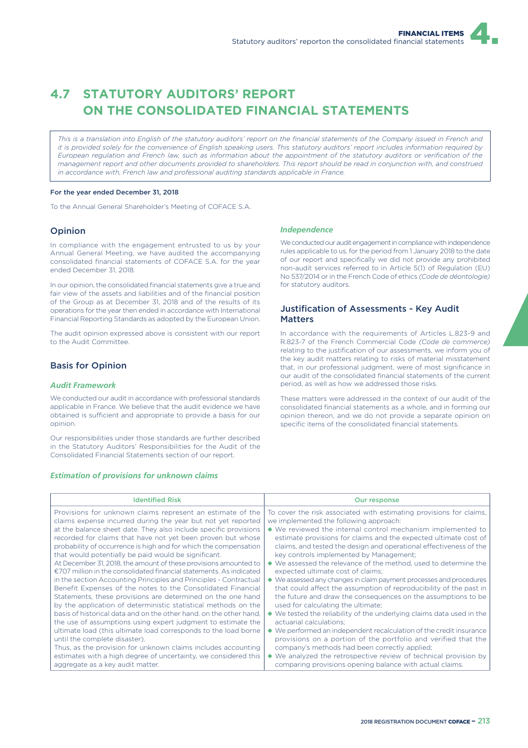# 4.7 STATUTORY AUDITORS' REPORT ON THE CONSOLIDATED FINANCIAL STATEMENTS

*This is a translation into English of the statutory auditors' report on the financial statements of the Company issued in French and it is provided solely for the convenience of English speaking users. This statutory auditors' report includes information required by European regulation and French law, such as information about the appointment of the statutory auditors or verification of the management report and other documents provided to shareholders. This report should be read in conjunction with, and construed in accordance with, French law and professional auditing standards applicable in France.*

**For the year ended December 31, 2018**

To the Annual General Shareholder's Meeting of COFACE S.A.

## Opinion

In compliance with the engagement entrusted to us by your Annual General Meeting, we have audited the accompanying consolidated financial statements of COFACE S.A. for the year ended December 31, 2018.

In our opinion, the consolidated financial statements give a true and fair view of the assets and liabilities and of the financial position of the Group as at December 31, 2018 and of the results of its operations for the year then ended in accordance with International Financial Reporting Standards as adopted by the European Union.

The audit opinion expressed above is consistent with our report to the Audit Committee.

## Basis for Opinion

### *Audit Framework*

We conducted our audit in accordance with professional standards applicable in France. We believe that the audit evidence we have obtained is sufficient and appropriate to provide a basis for our opinion.

Our responsibilities under those standards are further described in the Statutory Auditors' Responsibilities for the Audit of the Consolidated Financial Statements section of our report.

### *Independence*

We conducted our audit engagement in compliance with independence rules applicable to us, for the period from 1 January 2018 to the date of our report and specifically we did not provide any prohibited non-audit services referred to in Article 5(1) of Regulation (EU) No 537/2014 or in the French Code of ethics *(Code de déontologie)* for statutory auditors.

## Justification of Assessments - Key Audit Matters

In accordance with the requirements of Articles L.823-9 and R.823-7 of the French Commercial Code *(Code de commerce)* relating to the justification of our assessments, we inform you of the key audit matters relating to risks of material misstatement that, in our professional judgment, were of most significance in our audit of the consolidated financial statements of the current period, as well as how we addressed those risks.

These matters were addressed in the context of our audit of the consolidated financial statements as a whole, and in forming our opinion thereon, and we do not provide a separate opinion on specific items of the consolidated financial statements.

### *Estimation of provisions for unknown claims*

| Identified Risk | Our response |
|---|---|
| Provisions for unknown claims represent an estimate of the claims expense incurred during the year but not yet reported at the balance sheet date. They also include specific provisions recorded for claims that have not yet been proven but whose probability of occurrence is high and for which the compensation that would potentially be paid would be significant.<br>At December 31, 2018, the amount of these provisions amounted to €707 million in the consolidated financial statements. As indicated in the section Accounting Principles and Principles - Contractual Benefit Expenses of the notes to the Consolidated Financial Statements, these provisions are determined on the one hand by the application of deterministic statistical methods on the basis of historical data and on the other hand. on the other hand, the use of assumptions using expert judgment to estimate the ultimate load (this ultimate load corresponds to the load borne until the complete disaster).<br>Thus, as the provision for unknown claims includes accounting estimates with a high degree of uncertainty, we considered this aggregate as a key audit matter. | To cover the risk associated with estimating provisions for claims, we implemented the following approach:<br>◆ We reviewed the internal control mechanism implemented to estimate provisions for claims and the expected ultimate cost of claims, and tested the design and operational effectiveness of the key controls implemented by Management;<br>◆ We assessed the relevance of the method, used to determine the expected ultimate cost of claims;<br>◆ We assessed any changes in claim payment processes and procedures that could affect the assumption of reproducibility of the past in the future and draw the consequences on the assumptions to be used for calculating the ultimate;<br>◆ We tested the reliability of the underlying claims data used in the actuarial calculations;<br>◆ We performed an independent recalculation of the credit insurance provisions on a portion of the portfolio and verified that the company's methods had been correctly applied;<br>◆ We analyzed the retrospective review of technical provision by comparing provisions opening balance with actual claims. |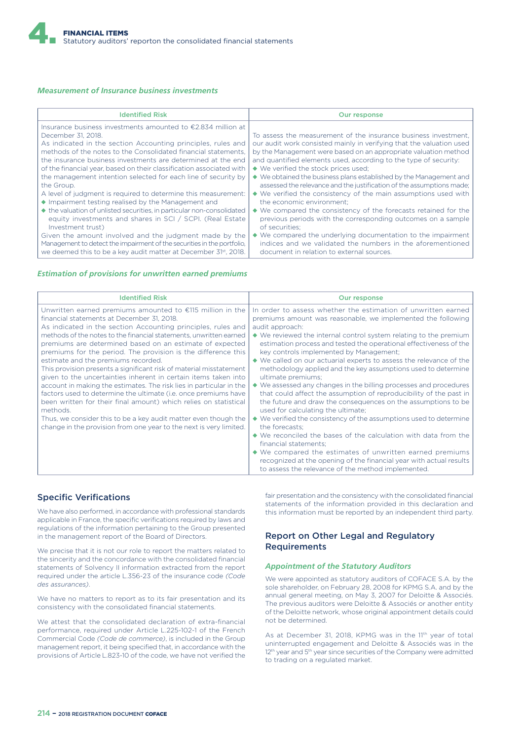### *Measurement of Insurance business investments*

| Identified Risk | Our response |
|---|---|
| Insurance business investments amounted to €2.834 million at December 31, 2018.<br>As indicated in the section Accounting principles, rules and methods of the notes to the Consolidated financial statements, the insurance business investments are determined at the end of the financial year, based on their classification associated with the management intention selected for each line of security by the Group.<br>A level of judgment is required to determine this measurement:<br>◆ Impairment testing realised by the Management and<br>◆ the valuation of unlisted securities, in particular non-consolidated equity investments and shares in SCI / SCPI. (Real Estate Investment trust)<br>Given the amount involved and the judgment made by the Management to detect the impairment of the securities in the portfolio, we deemed this to be a key audit matter at December 31st, 2018. | To assess the measurement of the insurance business investment, our audit work consisted mainly in verifying that the valuation used by the Management were based on an appropriate valuation method and quantified elements used, according to the type of security:<br>◆ We verified the stock prices used;<br>◆ We obtained the business plans established by the Management and assessed the relevance and the justification of the assumptions made;<br>◆ We verified the consistency of the main assumptions used with the economic environment;<br>◆ We compared the consistency of the forecasts retained for the previous periods with the corresponding outcomes on a sample of securities;<br>◆ We compared the underlying documentation to the impairment indices and we validated the numbers in the aforementioned document in relation to external sources. |

### *Estimation of provisions for unwritten earned premiums*

| Identified Risk | Our response |
|---|---|
| Unwritten earned premiums amounted to €115 million in the financial statements at December 31, 2018.<br>As indicated in the section Accounting principles, rules and methods of the notes to the financial statements, unwritten earned premiums are determined based on an estimate of expected premiums for the period. The provision is the difference this estimate and the premiums recorded.<br>This provision presents a significant risk of material misstatement given to the uncertainties inherent in certain items taken into account in making the estimates. The risk lies in particular in the factors used to determine the ultimate (i.e. once premiums have been written for their final amount) which relies on statistical methods.<br>Thus, we consider this to be a key audit matter even though the change in the provision from one year to the next is very limited. | In order to assess whether the estimation of unwritten earned premiums amount was reasonable, we implemented the following audit approach:<br>◆ We reviewed the internal control system relating to the premium estimation process and tested the operational effectiveness of the key controls implemented by Management;<br>◆ We called on our actuarial experts to assess the relevance of the methodology applied and the key assumptions used to determine ultimate premiums;<br>◆ We assessed any changes in the billing processes and procedures that could affect the assumption of reproducibility of the past in the future and draw the consequences on the assumptions to be used for calculating the ultimate;<br>◆ We verified the consistency of the assumptions used to determine the forecasts;<br>◆ We reconciled the bases of the calculation with data from the financial statements;<br>◆ We compared the estimates of unwritten earned premiums recognized at the opening of the financial year with actual results to assess the relevance of the method implemented. |

## Specific Verifications

We have also performed, in accordance with professional standards applicable in France, the specific verifications required by laws and regulations of the information pertaining to the Group presented in the management report of the Board of Directors.

We precise that it is not our role to report the matters related to the sincerity and the concordance with the consolidated financial statements of Solvency II information extracted from the report required under the article L.356-23 of the insurance code *(Code des assurances)*.

We have no matters to report as to its fair presentation and its consistency with the consolidated financial statements.

We attest that the consolidated declaration of extra-financial performance, required under Article L.225-102-1 of the French Commercial Code *(Code de commerce)*, is included in the Group management report, it being specified that, in accordance with the provisions of Article L.823-10 of the code, we have not verified the fair presentation and the consistency with the consolidated financial statements of the information provided in this declaration and this information must be reported by an independent third party.

## Report on Other Legal and Regulatory Requirements

### *Appointment of the Statutory Auditors*

We were appointed as statutory auditors of COFACE S.A. by the sole shareholder, on February 28, 2008 for KPMG S.A. and by the annual general meeting, on May 3, 2007 for Deloitte & Associés. The previous auditors were Deloitte & Associés or another entity of the Deloitte network, whose original appointment details could not be determined.

As at December 31, 2018, KPMG was in the 11th year of total uninterrupted engagement and Deloitte & Associés was in the 12th year and 5th year since securities of the Company were admitted to trading on a regulated market.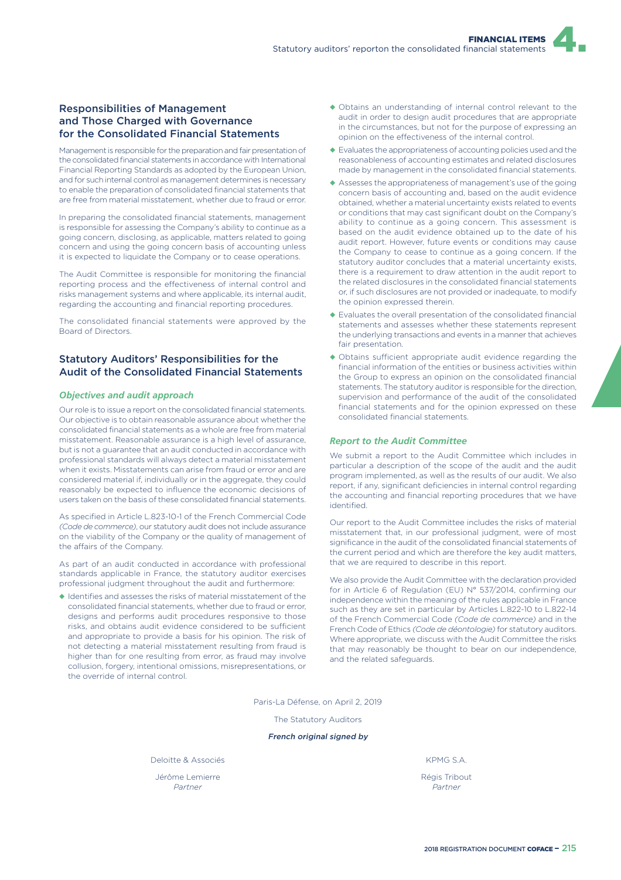## Responsibilities of Management and Those Charged with Governance for the Consolidated Financial Statements

Management is responsible for the preparation and fair presentation of the consolidated financial statements in accordance with International Financial Reporting Standards as adopted by the European Union, and for such internal control as management determines is necessary to enable the preparation of consolidated financial statements that are free from material misstatement, whether due to fraud or error.

In preparing the consolidated financial statements, management is responsible for assessing the Company's ability to continue as a going concern, disclosing, as applicable, matters related to going concern and using the going concern basis of accounting unless it is expected to liquidate the Company or to cease operations.

The Audit Committee is responsible for monitoring the financial reporting process and the effectiveness of internal control and risks management systems and where applicable, its internal audit, regarding the accounting and financial reporting procedures.

The consolidated financial statements were approved by the Board of Directors.

## Statutory Auditors' Responsibilities for the Audit of the Consolidated Financial Statements

### *Objectives and audit approach*

Our role is to issue a report on the consolidated financial statements. Our objective is to obtain reasonable assurance about whether the consolidated financial statements as a whole are free from material misstatement. Reasonable assurance is a high level of assurance, but is not a guarantee that an audit conducted in accordance with professional standards will always detect a material misstatement when it exists. Misstatements can arise from fraud or error and are considered material if, individually or in the aggregate, they could reasonably be expected to influence the economic decisions of users taken on the basis of these consolidated financial statements.

As specified in Article L.823-10-1 of the French Commercial Code *(Code de commerce)*, our statutory audit does not include assurance on the viability of the Company or the quality of management of the affairs of the Company.

As part of an audit conducted in accordance with professional standards applicable in France, the statutory auditor exercises professional judgment throughout the audit and furthermore:

- Identifies and assesses the risks of material misstatement of the consolidated financial statements, whether due to fraud or error, designs and performs audit procedures responsive to those risks, and obtains audit evidence considered to be sufficient and appropriate to provide a basis for his opinion. The risk of not detecting a material misstatement resulting from fraud is higher than for one resulting from error, as fraud may involve collusion, forgery, intentional omissions, misrepresentations, or the override of internal control.
- Obtains an understanding of internal control relevant to the audit in order to design audit procedures that are appropriate in the circumstances, but not for the purpose of expressing an opinion on the effectiveness of the internal control.
- Evaluates the appropriateness of accounting policies used and the reasonableness of accounting estimates and related disclosures made by management in the consolidated financial statements.
- Assesses the appropriateness of management's use of the going concern basis of accounting and, based on the audit evidence obtained, whether a material uncertainty exists related to events or conditions that may cast significant doubt on the Company's ability to continue as a going concern. This assessment is based on the audit evidence obtained up to the date of his audit report. However, future events or conditions may cause the Company to cease to continue as a going concern. If the statutory auditor concludes that a material uncertainty exists, there is a requirement to draw attention in the audit report to the related disclosures in the consolidated financial statements or, if such disclosures are not provided or inadequate, to modify the opinion expressed therein.
- Evaluates the overall presentation of the consolidated financial statements and assesses whether these statements represent the underlying transactions and events in a manner that achieves fair presentation.
- Obtains sufficient appropriate audit evidence regarding the financial information of the entities or business activities within the Group to express an opinion on the consolidated financial statements. The statutory auditor is responsible for the direction, supervision and performance of the audit of the consolidated financial statements and for the opinion expressed on these consolidated financial statements.

### *Report to the Audit Committee*

We submit a report to the Audit Committee which includes in particular a description of the scope of the audit and the audit program implemented, as well as the results of our audit. We also report, if any, significant deficiencies in internal control regarding the accounting and financial reporting procedures that we have identified.

Our report to the Audit Committee includes the risks of material misstatement that, in our professional judgment, were of most significance in the audit of the consolidated financial statements of the current period and which are therefore the key audit matters, that we are required to describe in this report.

We also provide the Audit Committee with the declaration provided for in Article 6 of Regulation (EU) N° 537/2014, confirming our independence within the meaning of the rules applicable in France such as they are set in particular by Articles L.822-10 to L.822-14 of the French Commercial Code *(Code de commerce)* and in the French Code of Ethics *(Code de déontologie)* for statutory auditors. Where appropriate, we discuss with the Audit Committee the risks that may reasonably be thought to bear on our independence, and the related safeguards.

Paris-La Défense, on April 2, 2019

The Statutory Auditors

***French original signed by***

Deloitte & Associés

Jérôme Lemierre
*Partner*

KPMG S.A.

Régis Tribout
*Partner*